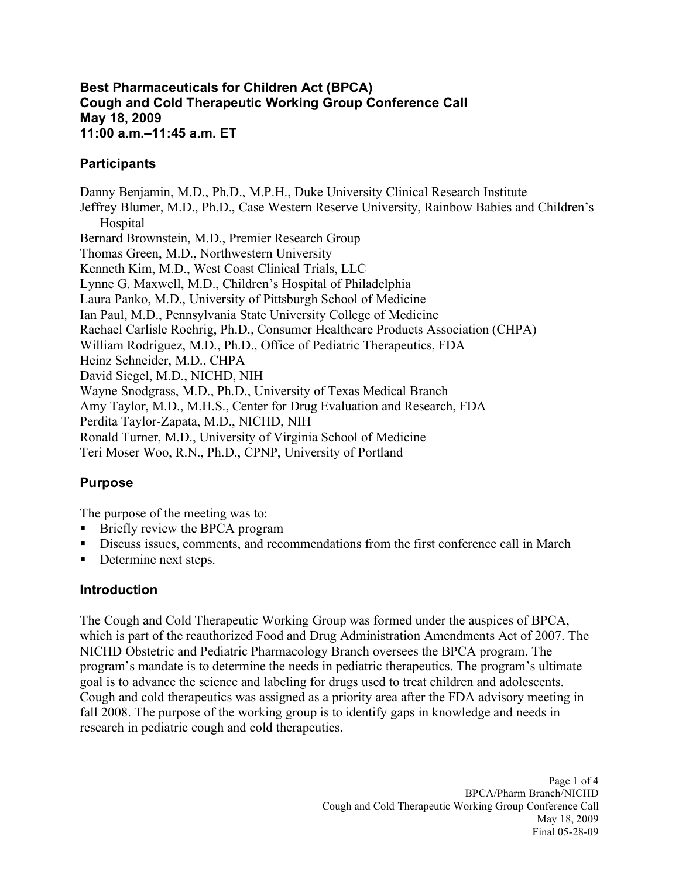# Best Pharmaceuticals for Children Act (BPCA) Cough and Cold Therapeutic Working Group Conference Call May 18, 2009 11:00 a.m.–11:45 a.m. ET

## Participants

Danny Benjamin, M.D., Ph.D., M.P.H., Duke University Clinical Research Institute
Jeffrey Blumer, M.D., Ph.D., Case Western Reserve University, Rainbow Babies and Children's Hospital
Bernard Brownstein, M.D., Premier Research Group
Thomas Green, M.D., Northwestern University
Kenneth Kim, M.D., West Coast Clinical Trials, LLC
Lynne G. Maxwell, M.D., Children's Hospital of Philadelphia
Laura Panko, M.D., University of Pittsburgh School of Medicine
Ian Paul, M.D., Pennsylvania State University College of Medicine
Rachael Carlisle Roehrig, Ph.D., Consumer Healthcare Products Association (CHPA)
William Rodriguez, M.D., Ph.D., Office of Pediatric Therapeutics, FDA
Heinz Schneider, M.D., CHPA
David Siegel, M.D., NICHD, NIH
Wayne Snodgrass, M.D., Ph.D., University of Texas Medical Branch
Amy Taylor, M.D., M.H.S., Center for Drug Evaluation and Research, FDA
Perdita Taylor-Zapata, M.D., NICHD, NIH
Ronald Turner, M.D., University of Virginia School of Medicine
Teri Moser Woo, R.N., Ph.D., CPNP, University of Portland

## Purpose

The purpose of the meeting was to:

- Briefly review the BPCA program
- Discuss issues, comments, and recommendations from the first conference call in March
- Determine next steps.

## Introduction

The Cough and Cold Therapeutic Working Group was formed under the auspices of BPCA, which is part of the reauthorized Food and Drug Administration Amendments Act of 2007. The NICHD Obstetric and Pediatric Pharmacology Branch oversees the BPCA program. The program's mandate is to determine the needs in pediatric therapeutics. The program's ultimate goal is to advance the science and labeling for drugs used to treat children and adolescents. Cough and cold therapeutics was assigned as a priority area after the FDA advisory meeting in fall 2008. The purpose of the working group is to identify gaps in knowledge and needs in research in pediatric cough and cold therapeutics.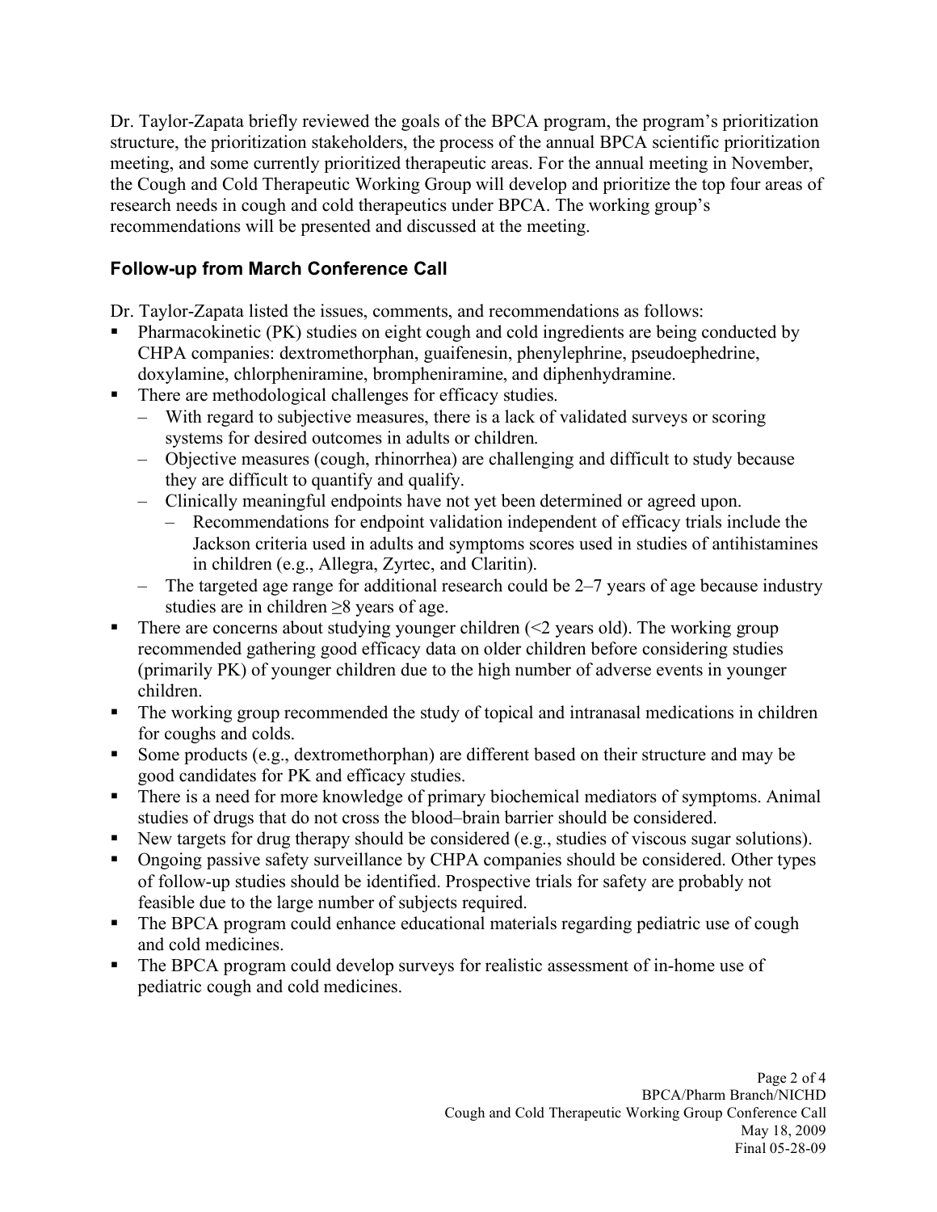Dr. Taylor-Zapata briefly reviewed the goals of the BPCA program, the program's prioritization structure, the prioritization stakeholders, the process of the annual BPCA scientific prioritization meeting, and some currently prioritized therapeutic areas. For the annual meeting in November, the Cough and Cold Therapeutic Working Group will develop and prioritize the top four areas of research needs in cough and cold therapeutics under BPCA. The working group's recommendations will be presented and discussed at the meeting.

### Follow-up from March Conference Call

Dr. Taylor-Zapata listed the issues, comments, and recommendations as follows:

- Pharmacokinetic (PK) studies on eight cough and cold ingredients are being conducted by CHPA companies: dextromethorphan, guaifenesin, phenylephrine, pseudoephedrine, doxylamine, chlorpheniramine, brompheniramine, and diphenhydramine.
- There are methodological challenges for efficacy studies.
  - With regard to subjective measures, there is a lack of validated surveys or scoring systems for desired outcomes in adults or children.
  - Objective measures (cough, rhinorrhea) are challenging and difficult to study because they are difficult to quantify and qualify.
  - Clinically meaningful endpoints have not yet been determined or agreed upon.
    - Recommendations for endpoint validation independent of efficacy trials include the Jackson criteria used in adults and symptoms scores used in studies of antihistamines in children (e.g., Allegra, Zyrtec, and Claritin).
  - The targeted age range for additional research could be 2–7 years of age because industry studies are in children ≥8 years of age.
- There are concerns about studying younger children (<2 years old). The working group recommended gathering good efficacy data on older children before considering studies (primarily PK) of younger children due to the high number of adverse events in younger children.
- The working group recommended the study of topical and intranasal medications in children for coughs and colds.
- Some products (e.g., dextromethorphan) are different based on their structure and may be good candidates for PK and efficacy studies.
- There is a need for more knowledge of primary biochemical mediators of symptoms. Animal studies of drugs that do not cross the blood–brain barrier should be considered.
- New targets for drug therapy should be considered (e.g., studies of viscous sugar solutions).
- Ongoing passive safety surveillance by CHPA companies should be considered. Other types of follow-up studies should be identified. Prospective trials for safety are probably not feasible due to the large number of subjects required.
- The BPCA program could enhance educational materials regarding pediatric use of cough and cold medicines.
- The BPCA program could develop surveys for realistic assessment of in-home use of pediatric cough and cold medicines.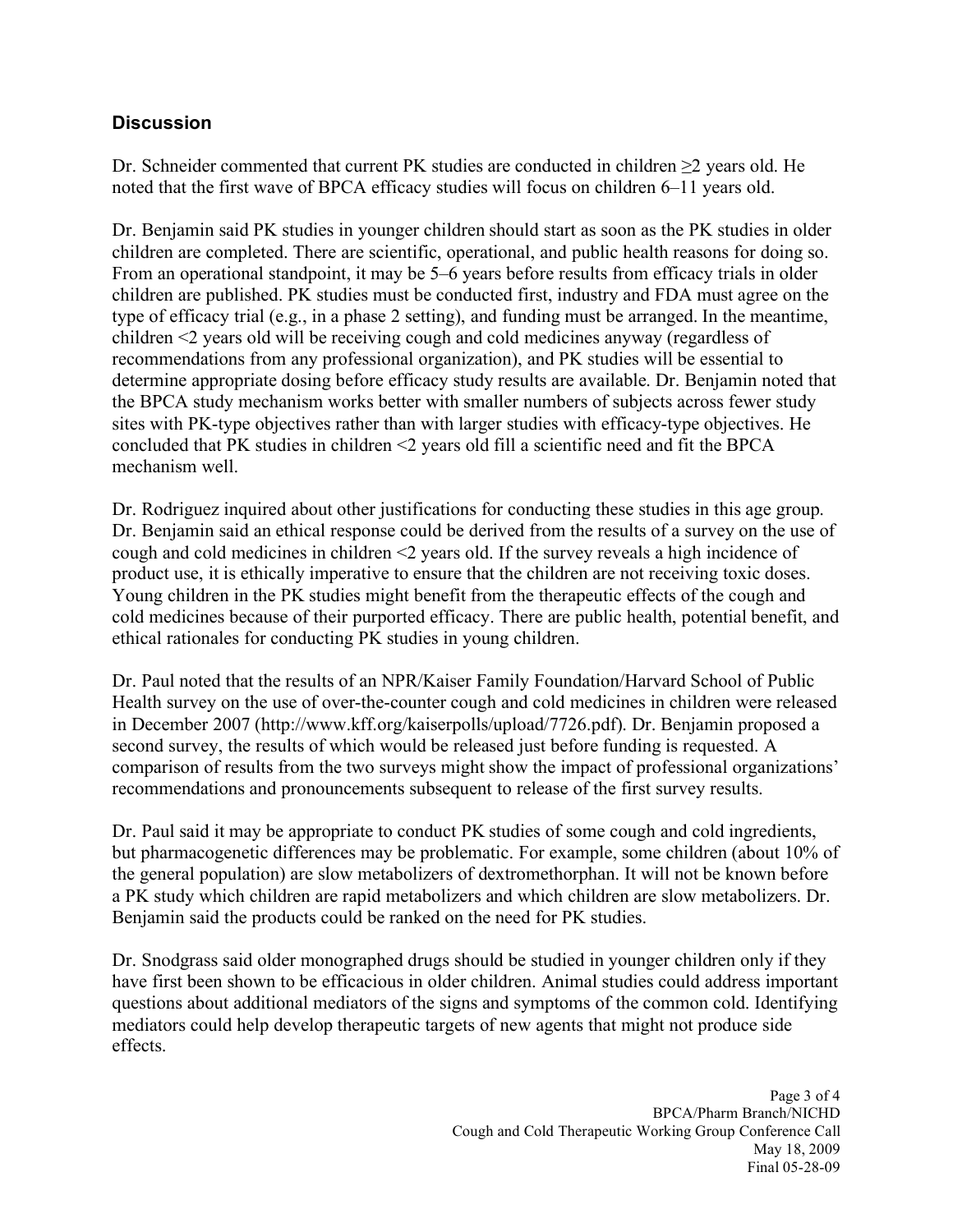## Discussion

Dr. Schneider commented that current PK studies are conducted in children ≥2 years old. He noted that the first wave of BPCA efficacy studies will focus on children 6–11 years old.

Dr. Benjamin said PK studies in younger children should start as soon as the PK studies in older children are completed. There are scientific, operational, and public health reasons for doing so. From an operational standpoint, it may be 5–6 years before results from efficacy trials in older children are published. PK studies must be conducted first, industry and FDA must agree on the type of efficacy trial (e.g., in a phase 2 setting), and funding must be arranged. In the meantime, children <2 years old will be receiving cough and cold medicines anyway (regardless of recommendations from any professional organization), and PK studies will be essential to determine appropriate dosing before efficacy study results are available. Dr. Benjamin noted that the BPCA study mechanism works better with smaller numbers of subjects across fewer study sites with PK-type objectives rather than with larger studies with efficacy-type objectives. He concluded that PK studies in children <2 years old fill a scientific need and fit the BPCA mechanism well.

Dr. Rodriguez inquired about other justifications for conducting these studies in this age group. Dr. Benjamin said an ethical response could be derived from the results of a survey on the use of cough and cold medicines in children <2 years old. If the survey reveals a high incidence of product use, it is ethically imperative to ensure that the children are not receiving toxic doses. Young children in the PK studies might benefit from the therapeutic effects of the cough and cold medicines because of their purported efficacy. There are public health, potential benefit, and ethical rationales for conducting PK studies in young children.

Dr. Paul noted that the results of an NPR/Kaiser Family Foundation/Harvard School of Public Health survey on the use of over-the-counter cough and cold medicines in children were released in December 2007 (http://www.kff.org/kaiserpolls/upload/7726.pdf). Dr. Benjamin proposed a second survey, the results of which would be released just before funding is requested. A comparison of results from the two surveys might show the impact of professional organizations' recommendations and pronouncements subsequent to release of the first survey results.

Dr. Paul said it may be appropriate to conduct PK studies of some cough and cold ingredients, but pharmacogenetic differences may be problematic. For example, some children (about 10% of the general population) are slow metabolizers of dextromethorphan. It will not be known before a PK study which children are rapid metabolizers and which children are slow metabolizers. Dr. Benjamin said the products could be ranked on the need for PK studies.

Dr. Snodgrass said older monographed drugs should be studied in younger children only if they have first been shown to be efficacious in older children. Animal studies could address important questions about additional mediators of the signs and symptoms of the common cold. Identifying mediators could help develop therapeutic targets of new agents that might not produce side effects.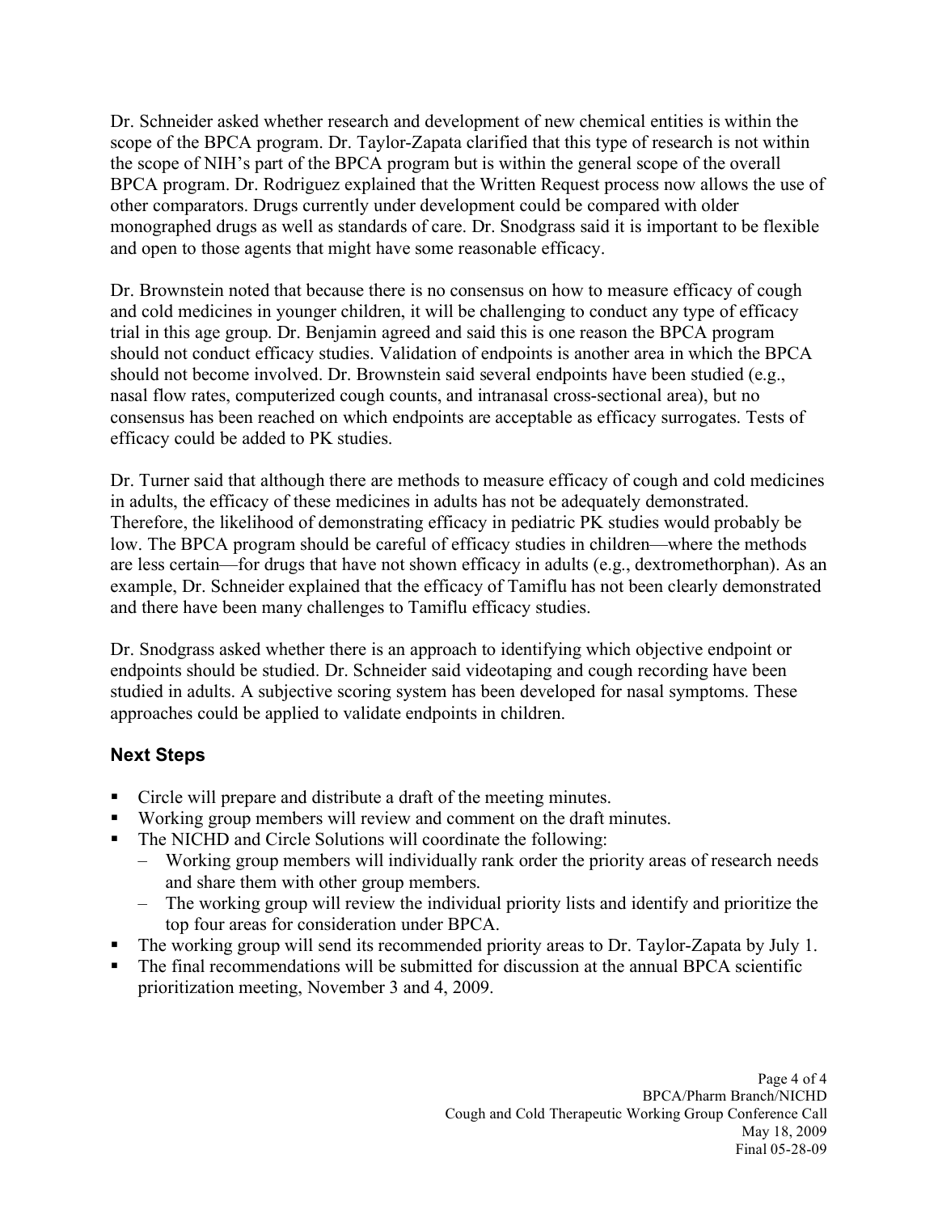Dr. Schneider asked whether research and development of new chemical entities is within the scope of the BPCA program. Dr. Taylor-Zapata clarified that this type of research is not within the scope of NIH's part of the BPCA program but is within the general scope of the overall BPCA program. Dr. Rodriguez explained that the Written Request process now allows the use of other comparators. Drugs currently under development could be compared with older monographed drugs as well as standards of care. Dr. Snodgrass said it is important to be flexible and open to those agents that might have some reasonable efficacy.

Dr. Brownstein noted that because there is no consensus on how to measure efficacy of cough and cold medicines in younger children, it will be challenging to conduct any type of efficacy trial in this age group. Dr. Benjamin agreed and said this is one reason the BPCA program should not conduct efficacy studies. Validation of endpoints is another area in which the BPCA should not become involved. Dr. Brownstein said several endpoints have been studied (e.g., nasal flow rates, computerized cough counts, and intranasal cross-sectional area), but no consensus has been reached on which endpoints are acceptable as efficacy surrogates. Tests of efficacy could be added to PK studies.

Dr. Turner said that although there are methods to measure efficacy of cough and cold medicines in adults, the efficacy of these medicines in adults has not be adequately demonstrated. Therefore, the likelihood of demonstrating efficacy in pediatric PK studies would probably be low. The BPCA program should be careful of efficacy studies in children—where the methods are less certain—for drugs that have not shown efficacy in adults (e.g., dextromethorphan). As an example, Dr. Schneider explained that the efficacy of Tamiflu has not been clearly demonstrated and there have been many challenges to Tamiflu efficacy studies.

Dr. Snodgrass asked whether there is an approach to identifying which objective endpoint or endpoints should be studied. Dr. Schneider said videotaping and cough recording have been studied in adults. A subjective scoring system has been developed for nasal symptoms. These approaches could be applied to validate endpoints in children.

## Next Steps

- Circle will prepare and distribute a draft of the meeting minutes.
- Working group members will review and comment on the draft minutes.
- The NICHD and Circle Solutions will coordinate the following:
  - Working group members will individually rank order the priority areas of research needs and share them with other group members.
  - The working group will review the individual priority lists and identify and prioritize the top four areas for consideration under BPCA.
- The working group will send its recommended priority areas to Dr. Taylor-Zapata by July 1.
- The final recommendations will be submitted for discussion at the annual BPCA scientific prioritization meeting, November 3 and 4, 2009.